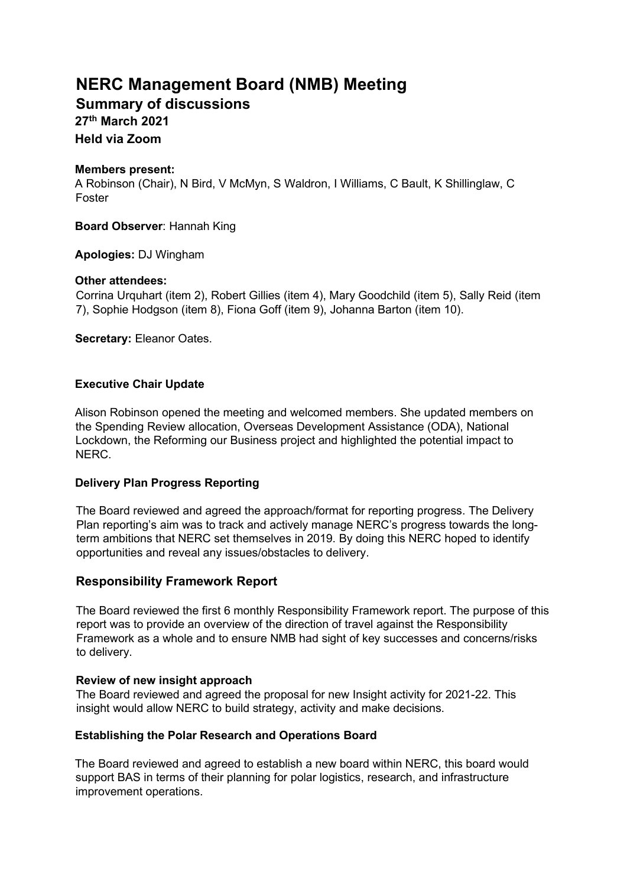# NERC Management Board (NMB) Meeting

## Summary of discussions

**27th March 2021**

**Held via Zoom**

**Members present:**
A Robinson (Chair), N Bird, V McMyn, S Waldron, I Williams, C Bault, K Shillinglaw, C Foster

**Board Observer**: Hannah King

**Apologies:** DJ Wingham

**Other attendees:**
Corrina Urquhart (item 2), Robert Gillies (item 4), Mary Goodchild (item 5), Sally Reid (item 7), Sophie Hodgson (item 8), Fiona Goff (item 9), Johanna Barton (item 10).

**Secretary:** Eleanor Oates.

### Executive Chair Update

Alison Robinson opened the meeting and welcomed members. She updated members on the Spending Review allocation, Overseas Development Assistance (ODA), National Lockdown, the Reforming our Business project and highlighted the potential impact to NERC.

### Delivery Plan Progress Reporting

The Board reviewed and agreed the approach/format for reporting progress. The Delivery Plan reporting's aim was to track and actively manage NERC's progress towards the long-term ambitions that NERC set themselves in 2019. By doing this NERC hoped to identify opportunities and reveal any issues/obstacles to delivery.

### Responsibility Framework Report

The Board reviewed the first 6 monthly Responsibility Framework report. The purpose of this report was to provide an overview of the direction of travel against the Responsibility Framework as a whole and to ensure NMB had sight of key successes and concerns/risks to delivery.

### Review of new insight approach

The Board reviewed and agreed the proposal for new Insight activity for 2021-22. This insight would allow NERC to build strategy, activity and make decisions.

### Establishing the Polar Research and Operations Board

The Board reviewed and agreed to establish a new board within NERC, this board would support BAS in terms of their planning for polar logistics, research, and infrastructure improvement operations.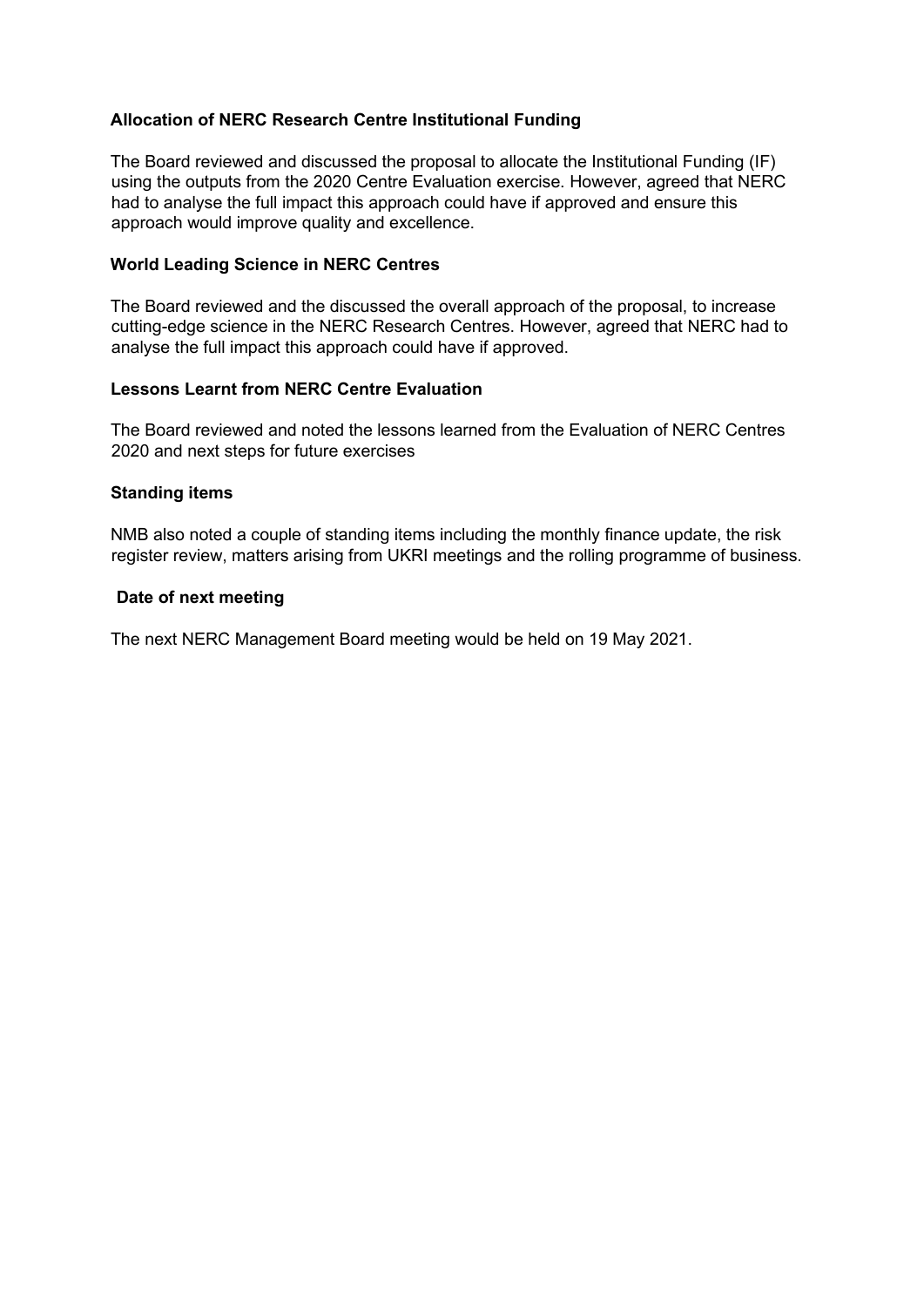### Allocation of NERC Research Centre Institutional Funding

The Board reviewed and discussed the proposal to allocate the Institutional Funding (IF) using the outputs from the 2020 Centre Evaluation exercise. However, agreed that NERC had to analyse the full impact this approach could have if approved and ensure this approach would improve quality and excellence.

### World Leading Science in NERC Centres

The Board reviewed and the discussed the overall approach of the proposal, to increase cutting-edge science in the NERC Research Centres. However, agreed that NERC had to analyse the full impact this approach could have if approved.

### Lessons Learnt from NERC Centre Evaluation

The Board reviewed and noted the lessons learned from the Evaluation of NERC Centres 2020 and next steps for future exercises

### Standing items

NMB also noted a couple of standing items including the monthly finance update, the risk register review, matters arising from UKRI meetings and the rolling programme of business.

### Date of next meeting

The next NERC Management Board meeting would be held on 19 May 2021.